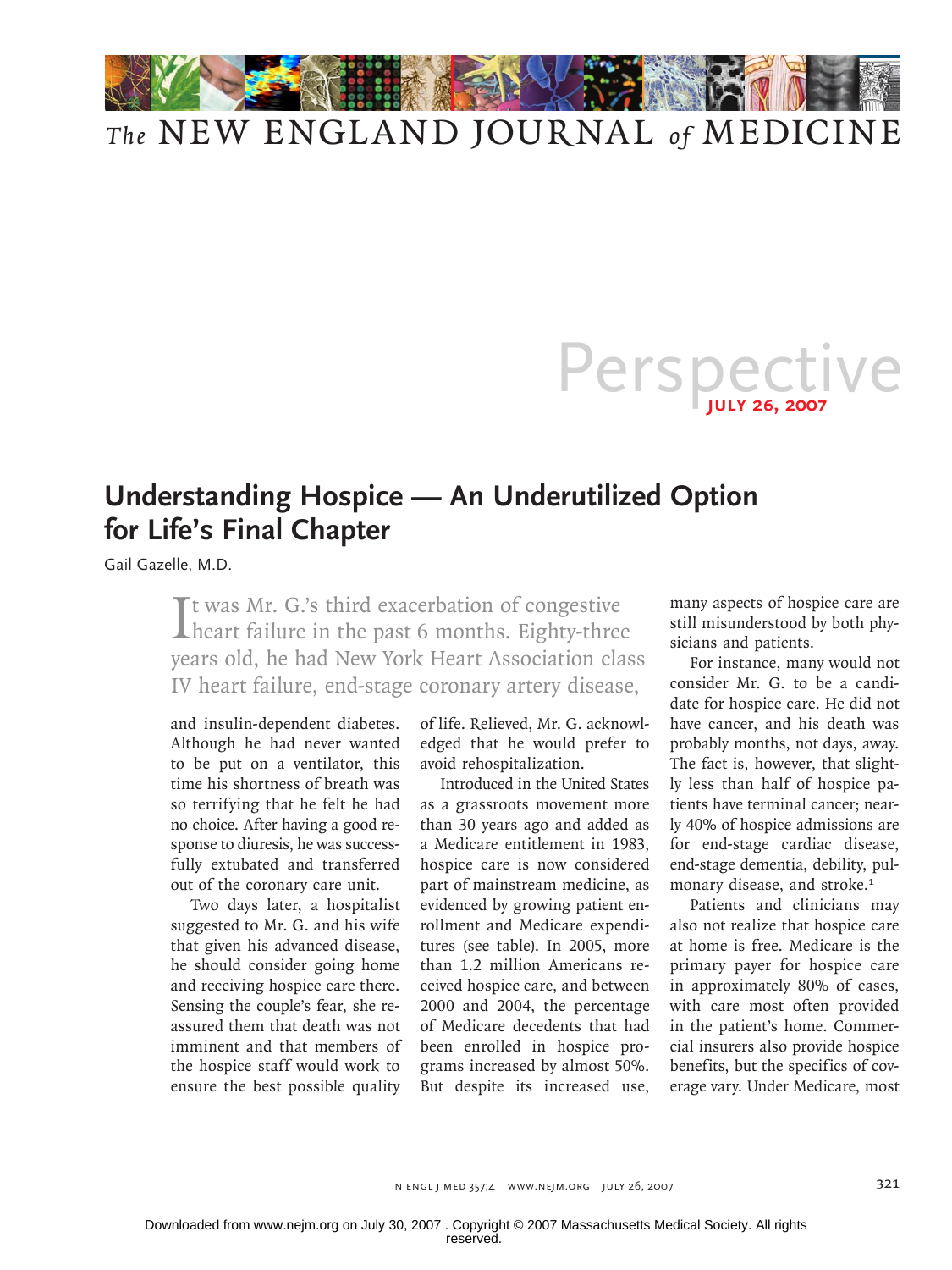# Understanding Hospice — An Underutilized Option for Life's Final Chapter

Gail Gazelle, M.D.

It was Mr. G.'s third exacerbation of congestive heart failure in the past 6 months. Eighty-three years old, he had New York Heart Association class IV heart failure, end-stage coronary artery disease, and insulin-dependent diabetes. Although he had never wanted to be put on a ventilator, this time his shortness of breath was so terrifying that he felt he had no choice. After having a good response to diuresis, he was successfully extubated and transferred out of the coronary care unit.

Two days later, a hospitalist suggested to Mr. G. and his wife that given his advanced disease, he should consider going home and receiving hospice care there. Sensing the couple's fear, she reassured them that death was not imminent and that members of the hospice staff would work to ensure the best possible quality of life. Relieved, Mr. G. acknowledged that he would prefer to avoid rehospitalization.

Introduced in the United States as a grassroots movement more than 30 years ago and added as a Medicare entitlement in 1983, hospice care is now considered part of mainstream medicine, as evidenced by growing patient enrollment and Medicare expenditures (see table). In 2005, more than 1.2 million Americans received hospice care, and between 2000 and 2004, the percentage of Medicare decedents that had been enrolled in hospice programs increased by almost 50%. But despite its increased use, many aspects of hospice care are still misunderstood by both physicians and patients.

For instance, many would not consider Mr. G. to be a candidate for hospice care. He did not have cancer, and his death was probably months, not days, away. The fact is, however, that slightly less than half of hospice patients have terminal cancer; nearly 40% of hospice admissions are for end-stage cardiac disease, end-stage dementia, debility, pulmonary disease, and stroke.[1]

Patients and clinicians may also not realize that hospice care at home is free. Medicare is the primary payer for hospice care in approximately 80% of cases, with care most often provided in the patient's home. Commercial insurers also provide hospice benefits, but the specifics of coverage vary. Under Medicare, most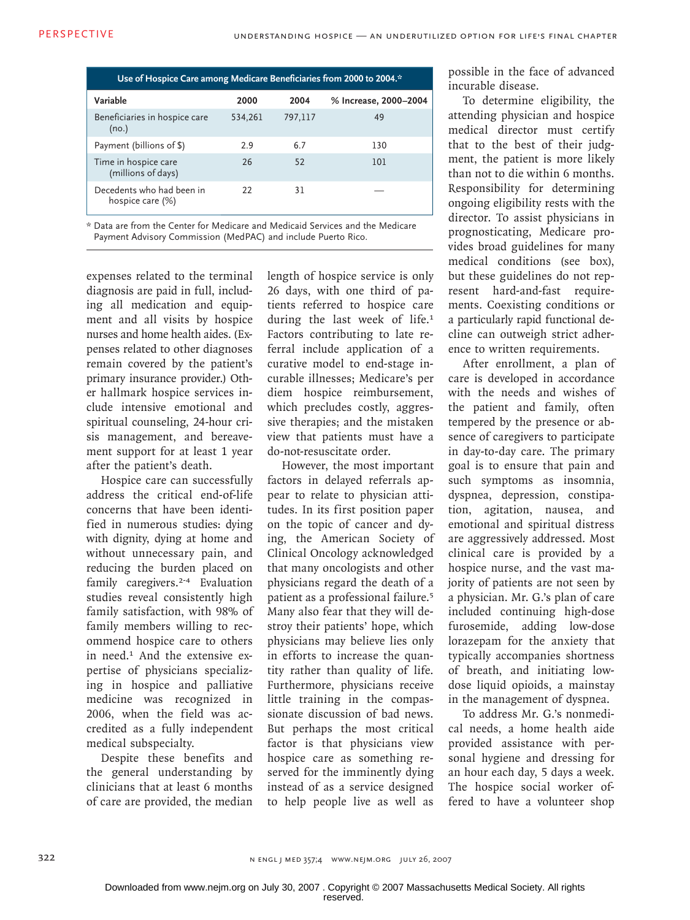**Use of Hospice Care among Medicare Beneficiaries from 2000 to 2004.***

| Variable | 2000 | 2004 | % Increase, 2000–2004 |
|---|---|---|---|
| Beneficiaries in hospice care (no.) | 534,261 | 797,117 | 49 |
| Payment (billions of $) | 2.9 | 6.7 | 130 |
| Time in hospice care (millions of days) | 26 | 52 | 101 |
| Decedents who had been in hospice care (%) | 22 | 31 | — |

\* Data are from the Center for Medicare and Medicaid Services and the Medicare Payment Advisory Commission (MedPAC) and include Puerto Rico.

expenses related to the terminal diagnosis are paid in full, including all medication and equipment and all visits by hospice nurses and home health aides. (Expenses related to other diagnoses remain covered by the patient's primary insurance provider.) Other hallmark hospice services include intensive emotional and spiritual counseling, 24-hour crisis management, and bereavement support for at least 1 year after the patient's death.

Hospice care can successfully address the critical end-of-life concerns that have been identified in numerous studies: dying with dignity, dying at home and without unnecessary pain, and reducing the burden placed on family caregivers.[2-4] Evaluation studies reveal consistently high family satisfaction, with 98% of family members willing to recommend hospice care to others in need.[1] And the extensive expertise of physicians specializing in hospice and palliative medicine was recognized in 2006, when the field was accredited as a fully independent medical subspecialty.

Despite these benefits and the general understanding by clinicians that at least 6 months of care are provided, the median length of hospice service is only 26 days, with one third of patients referred to hospice care during the last week of life.[1] Factors contributing to late referral include application of a curative model to end-stage incurable illnesses; Medicare's per diem hospice reimbursement, which precludes costly, aggressive therapies; and the mistaken view that patients must have a do-not-resuscitate order.

However, the most important factors in delayed referrals appear to relate to physician attitudes. In its first position paper on the topic of cancer and dying, the American Society of Clinical Oncology acknowledged that many oncologists and other physicians regard the death of a patient as a professional failure.[5] Many also fear that they will destroy their patients' hope, which physicians may believe lies only in efforts to increase the quantity rather than quality of life. Furthermore, physicians receive little training in the compassionate discussion of bad news. But perhaps the most critical factor is that physicians view hospice care as something reserved for the imminently dying instead of as a service designed to help people live as well as possible in the face of advanced incurable disease.

To determine eligibility, the attending physician and hospice medical director must certify that to the best of their judgment, the patient is more likely than not to die within 6 months. Responsibility for determining ongoing eligibility rests with the director. To assist physicians in prognosticating, Medicare provides broad guidelines for many medical conditions (see box), but these guidelines do not represent hard-and-fast requirements. Coexisting conditions or a particularly rapid functional decline can outweigh strict adherence to written requirements.

After enrollment, a plan of care is developed in accordance with the needs and wishes of the patient and family, often tempered by the presence or absence of caregivers to participate in day-to-day care. The primary goal is to ensure that pain and such symptoms as insomnia, dyspnea, depression, constipation, agitation, nausea, and emotional and spiritual distress are aggressively addressed. Most clinical care is provided by a hospice nurse, and the vast majority of patients are not seen by a physician. Mr. G.'s plan of care included continuing high-dose furosemide, adding low-dose lorazepam for the anxiety that typically accompanies shortness of breath, and initiating low-dose liquid opioids, a mainstay in the management of dyspnea.

To address Mr. G.'s nonmedical needs, a home health aide provided assistance with personal hygiene and dressing for an hour each day, 5 days a week. The hospice social worker offered to have a volunteer shop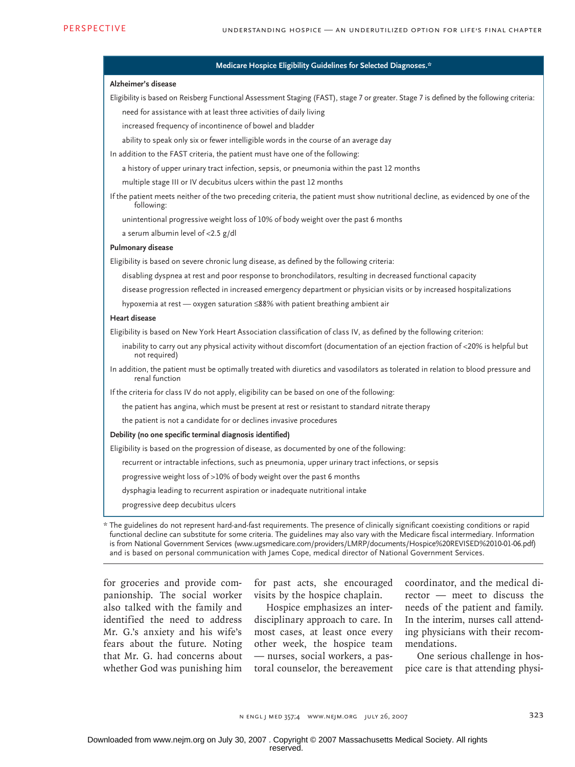**Medicare Hospice Eligibility Guidelines for Selected Diagnoses.***

**Alzheimer's disease**

Eligibility is based on Reisberg Functional Assessment Staging (FAST), stage 7 or greater. Stage 7 is defined by the following criteria:

- need for assistance with at least three activities of daily living
- increased frequency of incontinence of bowel and bladder
- ability to speak only six or fewer intelligible words in the course of an average day

In addition to the FAST criteria, the patient must have one of the following:

- a history of upper urinary tract infection, sepsis, or pneumonia within the past 12 months
- multiple stage III or IV decubitus ulcers within the past 12 months

If the patient meets neither of the two preceding criteria, the patient must show nutritional decline, as evidenced by one of the following:

- unintentional progressive weight loss of 10% of body weight over the past 6 months
- a serum albumin level of <2.5 g/dl

**Pulmonary disease**

Eligibility is based on severe chronic lung disease, as defined by the following criteria:

- disabling dyspnea at rest and poor response to bronchodilators, resulting in decreased functional capacity
- disease progression reflected in increased emergency department or physician visits or by increased hospitalizations
- hypoxemia at rest — oxygen saturation ≤88% with patient breathing ambient air

**Heart disease**

Eligibility is based on New York Heart Association classification of class IV, as defined by the following criterion:

- inability to carry out any physical activity without discomfort (documentation of an ejection fraction of <20% is helpful but not required)

In addition, the patient must be optimally treated with diuretics and vasodilators as tolerated in relation to blood pressure and renal function

If the criteria for class IV do not apply, eligibility can be based on one of the following:

- the patient has angina, which must be present at rest or resistant to standard nitrate therapy
- the patient is not a candidate for or declines invasive procedures

**Debility (no one specific terminal diagnosis identified)**

Eligibility is based on the progression of disease, as documented by one of the following:

- recurrent or intractable infections, such as pneumonia, upper urinary tract infections, or sepsis
- progressive weight loss of >10% of body weight over the past 6 months
- dysphagia leading to recurrent aspiration or inadequate nutritional intake
- progressive deep decubitus ulcers

* The guidelines do not represent hard-and-fast requirements. The presence of clinically significant coexisting conditions or rapid functional decline can substitute for some criteria. The guidelines may also vary with the Medicare fiscal intermediary. Information is from National Government Services (www.ugsmedicare.com/providers/LMRP/documents/Hospice%20REVISED%2010-01-06.pdf) and is based on personal communication with James Cope, medical director of National Government Services.

for groceries and provide companionship. The social worker also talked with the family and identified the need to address Mr. G.'s anxiety and his wife's fears about the future. Noting that Mr. G. had concerns about whether God was punishing him for past acts, she encouraged visits by the hospice chaplain.

Hospice emphasizes an interdisciplinary approach to care. In most cases, at least once every other week, the hospice team — nurses, social workers, a pastoral counselor, the bereavement coordinator, and the medical director — meet to discuss the needs of the patient and family. In the interim, nurses call attending physicians with their recommendations.

One serious challenge in hospice care is that attending physi-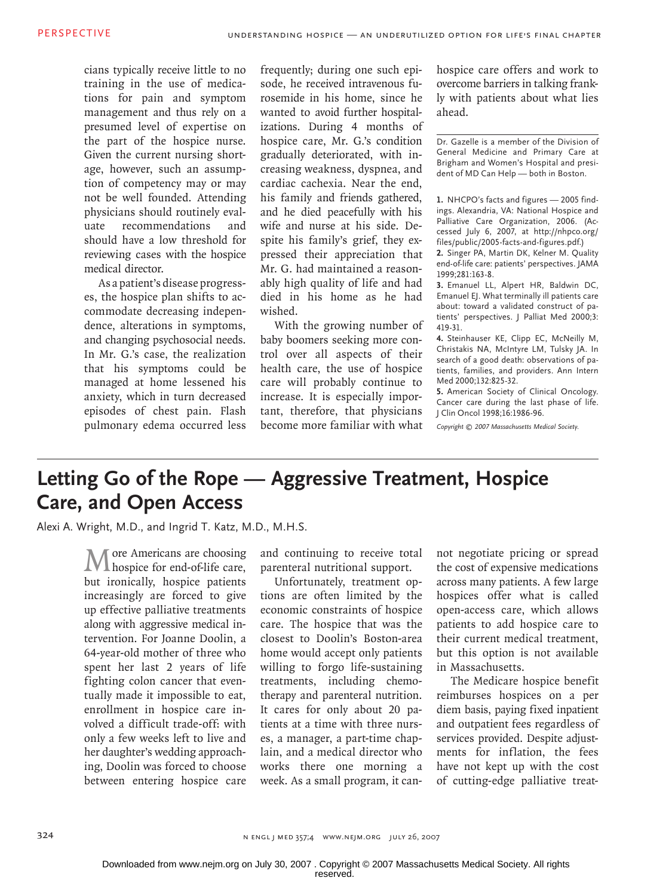cians typically receive little to no training in the use of medications for pain and symptom management and thus rely on a presumed level of expertise on the part of the hospice nurse. Given the current nursing shortage, however, such an assumption of competency may or may not be well founded. Attending physicians should routinely evaluate recommendations and should have a low threshold for reviewing cases with the hospice medical director.

As a patient's disease progresses, the hospice plan shifts to accommodate decreasing independence, alterations in symptoms, and changing psychosocial needs. In Mr. G.'s case, the realization that his symptoms could be managed at home lessened his anxiety, which in turn decreased episodes of chest pain. Flash pulmonary edema occurred less frequently; during one such episode, he received intravenous furosemide in his home, since he wanted to avoid further hospitalizations. During 4 months of hospice care, Mr. G.'s condition gradually deteriorated, with increasing weakness, dyspnea, and cardiac cachexia. Near the end, his family and friends gathered, and he died peacefully with his wife and nurse at his side. Despite his family's grief, they expressed their appreciation that Mr. G. had maintained a reasonably high quality of life and had died in his home as he had wished.

With the growing number of baby boomers seeking more control over all aspects of their health care, the use of hospice care will probably continue to increase. It is especially important, therefore, that physicians become more familiar with what hospice care offers and work to overcome barriers in talking frankly with patients about what lies ahead.

Dr. Gazelle is a member of the Division of General Medicine and Primary Care at Brigham and Women's Hospital and president of MD Can Help — both in Boston.

1. NHCPO's facts and figures — 2005 findings. Alexandria, VA: National Hospice and Palliative Care Organization, 2006. (Accessed July 6, 2007, at http://nhpco.org/files/public/2005-facts-and-figures.pdf.)
2. Singer PA, Martin DK, Kelner M. Quality end-of-life care: patients' perspectives. JAMA 1999;281:163-8.
3. Emanuel LL, Alpert HR, Baldwin DC, Emanuel EJ. What terminally ill patients care about: toward a validated construct of patients' perspectives. J Palliat Med 2000;3:419-31.
4. Steinhauser KE, Clipp EC, McNeilly M, Christakis NA, McIntyre LM, Tulsky JA. In search of a good death: observations of patients, families, and providers. Ann Intern Med 2000;132:825-32.
5. American Society of Clinical Oncology. Cancer care during the last phase of life. J Clin Oncol 1998;16:1986-96.

*Copyright © 2007 Massachusetts Medical Society.*

# Letting Go of the Rope — Aggressive Treatment, Hospice Care, and Open Access

Alexi A. Wright, M.D., and Ingrid T. Katz, M.D., M.H.S.

More Americans are choosing hospice for end-of-life care, but ironically, hospice patients increasingly are forced to give up effective palliative treatments along with aggressive medical intervention. For Joanne Doolin, a 64-year-old mother of three who spent her last 2 years of life fighting colon cancer that eventually made it impossible to eat, enrollment in hospice care involved a difficult trade-off: with only a few weeks left to live and her daughter's wedding approaching, Doolin was forced to choose between entering hospice care and continuing to receive total parenteral nutritional support.

Unfortunately, treatment options are often limited by the economic constraints of hospice care. The hospice that was the closest to Doolin's Boston-area home would accept only patients willing to forgo life-sustaining treatments, including chemotherapy and parenteral nutrition. It cares for only about 20 patients at a time with three nurses, a manager, a part-time chaplain, and a medical director who works there one morning a week. As a small program, it cannot negotiate pricing or spread the cost of expensive medications across many patients. A few large hospices offer what is called open-access care, which allows patients to add hospice care to their current medical treatment, but this option is not available in Massachusetts.

The Medicare hospice benefit reimburses hospices on a per diem basis, paying fixed inpatient and outpatient fees regardless of services provided. Despite adjustments for inflation, the fees have not kept up with the cost of cutting-edge palliative treat-